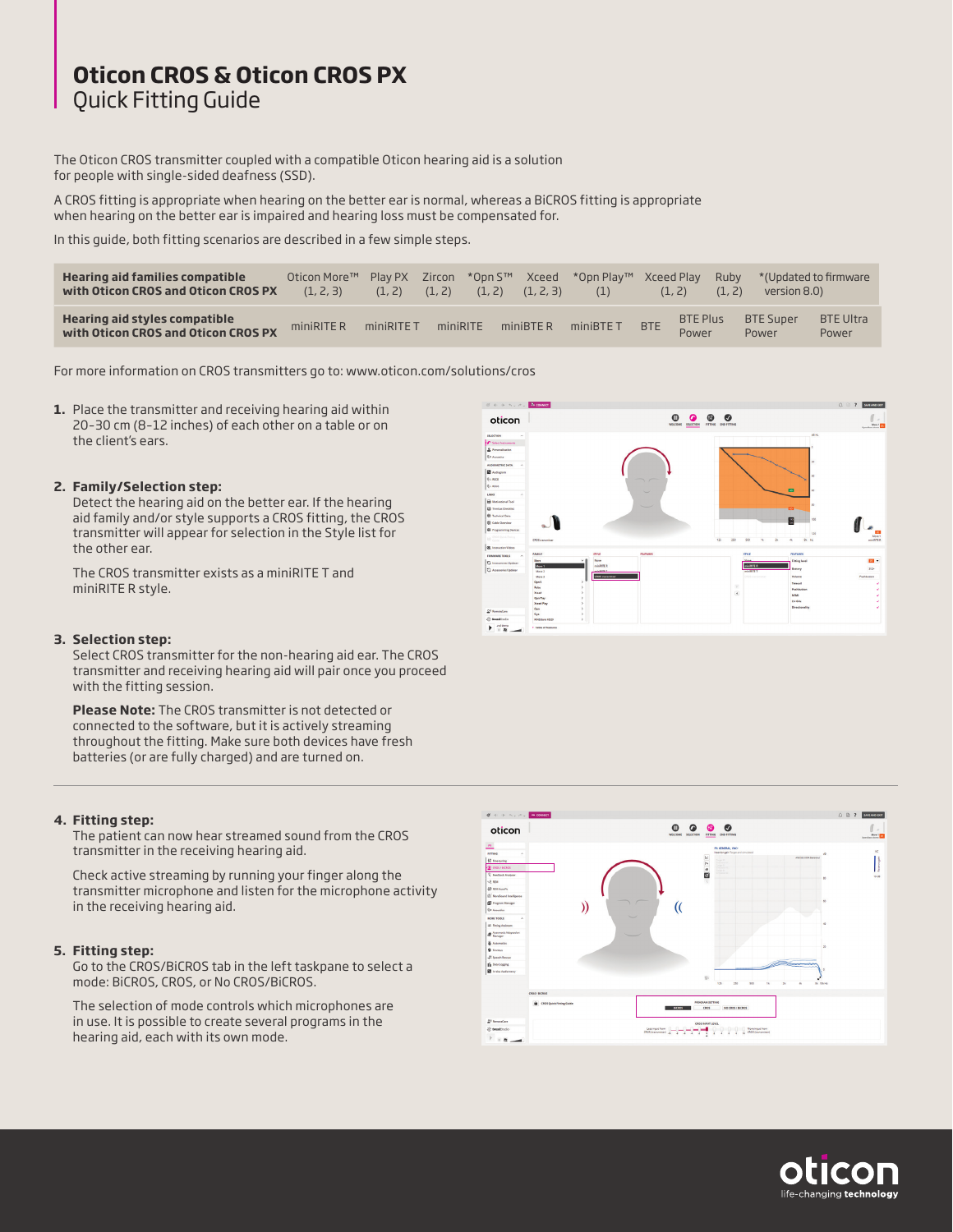# Oticon CROS & Oticon CROS PX
## Quick Fitting Guide

The Oticon CROS transmitter coupled with a compatible Oticon hearing aid is a solution for people with single-sided deafness (SSD).

A CROS fitting is appropriate when hearing on the better ear is normal, whereas a BiCROS fitting is appropriate when hearing on the better ear is impaired and hearing loss must be compensated for.

In this guide, both fitting scenarios are described in a few simple steps.

| **Hearing aid families compatible with Oticon CROS and Oticon CROS PX** | Oticon More™ (1, 2, 3) | Play PX (1, 2) | Zircon (1, 2) | *Opn S™ (1, 2) | Xceed (1, 2, 3) | *Opn Play™ (1) | Xceed Play (1, 2) | Ruby (1, 2) | *(Updated to firmware version 8.0) |
|---|---|---|---|---|---|---|---|---|---|
| **Hearing aid styles compatible with Oticon CROS and Oticon CROS PX** | miniRITE R | miniRITE T | miniRITE | miniBTE R | miniBTE T | BTE | BTE Plus Power | BTE Super Power | BTE Ultra Power |

For more information on CROS transmitters go to: www.oticon.com/solutions/cros

1. Place the transmitter and receiving hearing aid within 20-30 cm (8-12 inches) of each other on a table or on the client's ears.

2. **Family/Selection step:**
   Detect the hearing aid on the better ear. If the hearing aid family and/or style supports a CROS fitting, the CROS transmitter will appear for selection in the Style list for the other ear.

   The CROS transmitter exists as a miniRITE T and miniRITE R style.

3. **Selection step:**
   Select CROS transmitter for the non-hearing aid ear. The CROS transmitter and receiving hearing aid will pair once you proceed with the fitting session.

   **Please Note:** The CROS transmitter is not detected or connected to the software, but it is actively streaming throughout the fitting. Make sure both devices have fresh batteries (or are fully charged) and are turned on.

4. **Fitting step:**
   The patient can now hear streamed sound from the CROS transmitter in the receiving hearing aid.

   Check active streaming by running your finger along the transmitter microphone and listen for the microphone activity in the receiving hearing aid.

5. **Fitting step:**
   Go to the CROS/BiCROS tab in the left taskpane to select a mode: BiCROS, CROS, or No CROS/BiCROS.

   The selection of mode controls which microphones are in use. It is possible to create several programs in the hearing aid, each with its own mode.

oticon
life-changing **technology**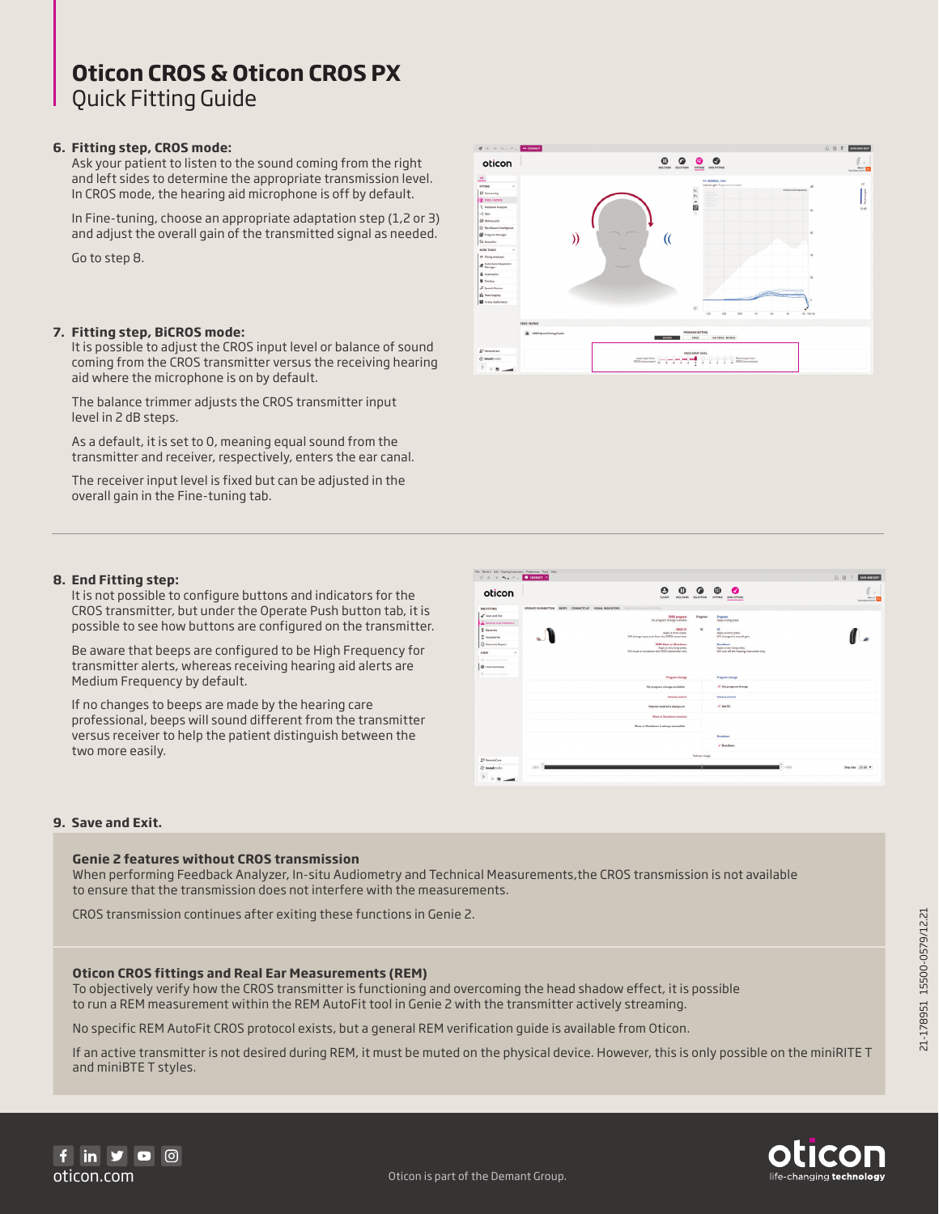# Oticon CROS & Oticon CROS PX
Quick Fitting Guide

**6. Fitting step, CROS mode:**

Ask your patient to listen to the sound coming from the right and left sides to determine the appropriate transmission level. In CROS mode, the hearing aid microphone is off by default.

In Fine-tuning, choose an appropriate adaptation step (1,2 or 3) and adjust the overall gain of the transmitted signal as needed.

Go to step 8.

**7. Fitting step, BiCROS mode:**

It is possible to adjust the CROS input level or balance of sound coming from the CROS transmitter versus the receiving hearing aid where the microphone is on by default.

The balance trimmer adjusts the CROS transmitter input level in 2 dB steps.

As a default, it is set to 0, meaning equal sound from the transmitter and receiver, respectively, enters the ear canal.

The receiver input level is fixed but can be adjusted in the overall gain in the Fine-tuning tab.

**8. End Fitting step:**

It is not possible to configure buttons and indicators for the CROS transmitter, but under the Operate Push button tab, it is possible to see how buttons are configured on the transmitter.

Be aware that beeps are configured to be High Frequency for transmitter alerts, whereas receiving hearing aid alerts are Medium Frequency by default.

If no changes to beeps are made by the hearing care professional, beeps will sound different from the transmitter versus receiver to help the patient distinguish between the two more easily.

**9. Save and Exit.**

### Genie 2 features without CROS transmission

When performing Feedback Analyzer, In-situ Audiometry and Technical Measurements,the CROS transmission is not available to ensure that the transmission does not interfere with the measurements.

CROS transmission continues after exiting these functions in Genie 2.

### Oticon CROS fittings and Real Ear Measurements (REM)

To objectively verify how the CROS transmitter is functioning and overcoming the head shadow effect, it is possible to run a REM measurement within the REM AutoFit tool in Genie 2 with the transmitter actively streaming.

No specific REM AutoFit CROS protocol exists, but a general REM verification guide is available from Oticon.

If an active transmitter is not desired during REM, it must be muted on the physical device. However, this is only possible on the miniRITE T and miniBTE T styles.

21-178951 15500-0579/12.21

oticon.com

Oticon is part of the Demant Group.

oticon
life-changing technology